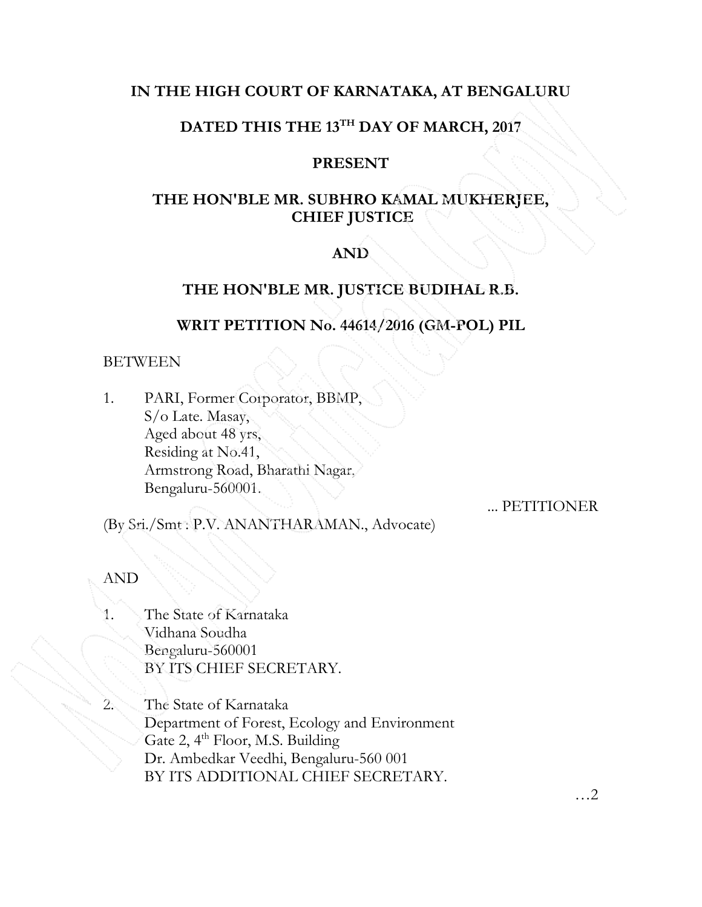**IN THE HIGH COURT OF KARNATAKA, AT BENGALURU**

**DATED THIS THE 13TH DAY OF MARCH, 2017**

**PRESENT**

**THE HON'BLE MR. SUBHRO KAMAL MUKHERJEE, CHIEF JUSTICE**

**AND**

**THE HON'BLE MR. JUSTICE BUDIHAL R.B.**

**WRIT PETITION No. 44614/2016 (GM-POL) PIL**

BETWEEN

1. PARI, Former Corporator, BBMP,
   S/o Late. Masay,
   Aged about 48 yrs,
   Residing at No.41,
   Armstrong Road, Bharathi Nagar,
   Bengaluru-560001.

... PETITIONER

(By Sri./Smt : P.V. ANANTHARAMAN., Advocate)

AND

1. The State of Karnataka
   Vidhana Soudha
   Bengaluru-560001
   BY ITS CHIEF SECRETARY.

2. The State of Karnataka
   Department of Forest, Ecology and Environment
   Gate 2, 4th Floor, M.S. Building
   Dr. Ambedkar Veedhi, Bengaluru-560 001
   BY ITS ADDITIONAL CHIEF SECRETARY.

…2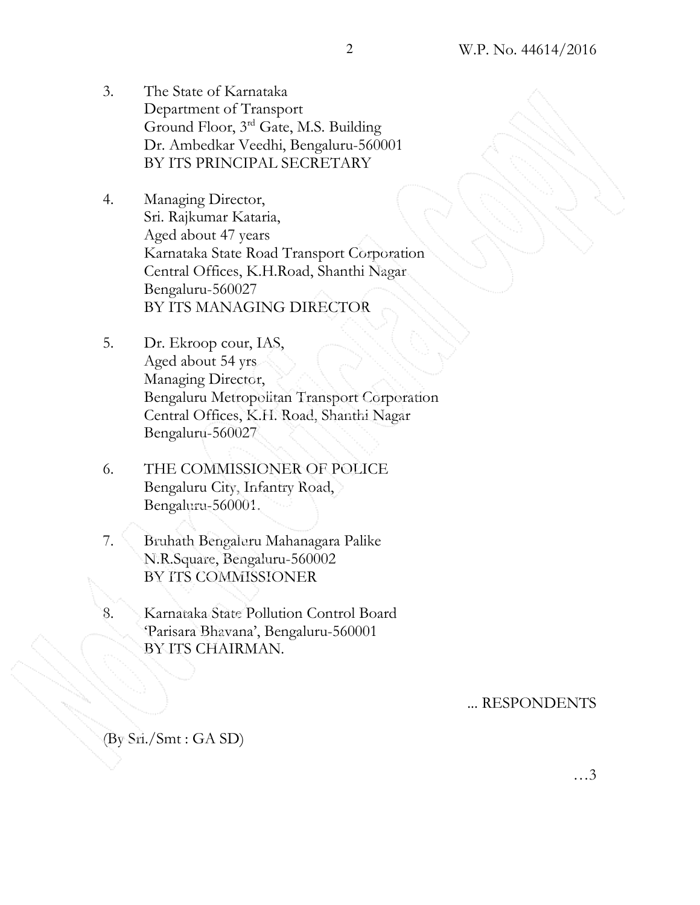3. The State of Karnataka
   Department of Transport
   Ground Floor, 3rd Gate, M.S. Building
   Dr. Ambedkar Veedhi, Bengaluru-560001
   BY ITS PRINCIPAL SECRETARY

4. Managing Director,
   Sri. Rajkumar Kataria,
   Aged about 47 years
   Karnataka State Road Transport Corporation
   Central Offices, K.H.Road, Shanthi Nagar
   Bengaluru-560027
   BY ITS MANAGING DIRECTOR

5. Dr. Ekroop cour, IAS,
   Aged about 54 yrs
   Managing Director,
   Bengaluru Metropolitan Transport Corporation
   Central Offices, K.H. Road, Shanthi Nagar
   Bengaluru-560027

6. THE COMMISSIONER OF POLICE
   Bengaluru City, Infantry Road,
   Bengaluru-560001.

7. Bruhath Bengaluru Mahanagara Palike
   N.R.Square, Bengaluru-560002
   BY ITS COMMISSIONER

8. Karnataka State Pollution Control Board
   'Parisara Bhavana', Bengaluru-560001
   BY ITS CHAIRMAN.

... RESPONDENTS

(By Sri./Smt : GA SD)

…3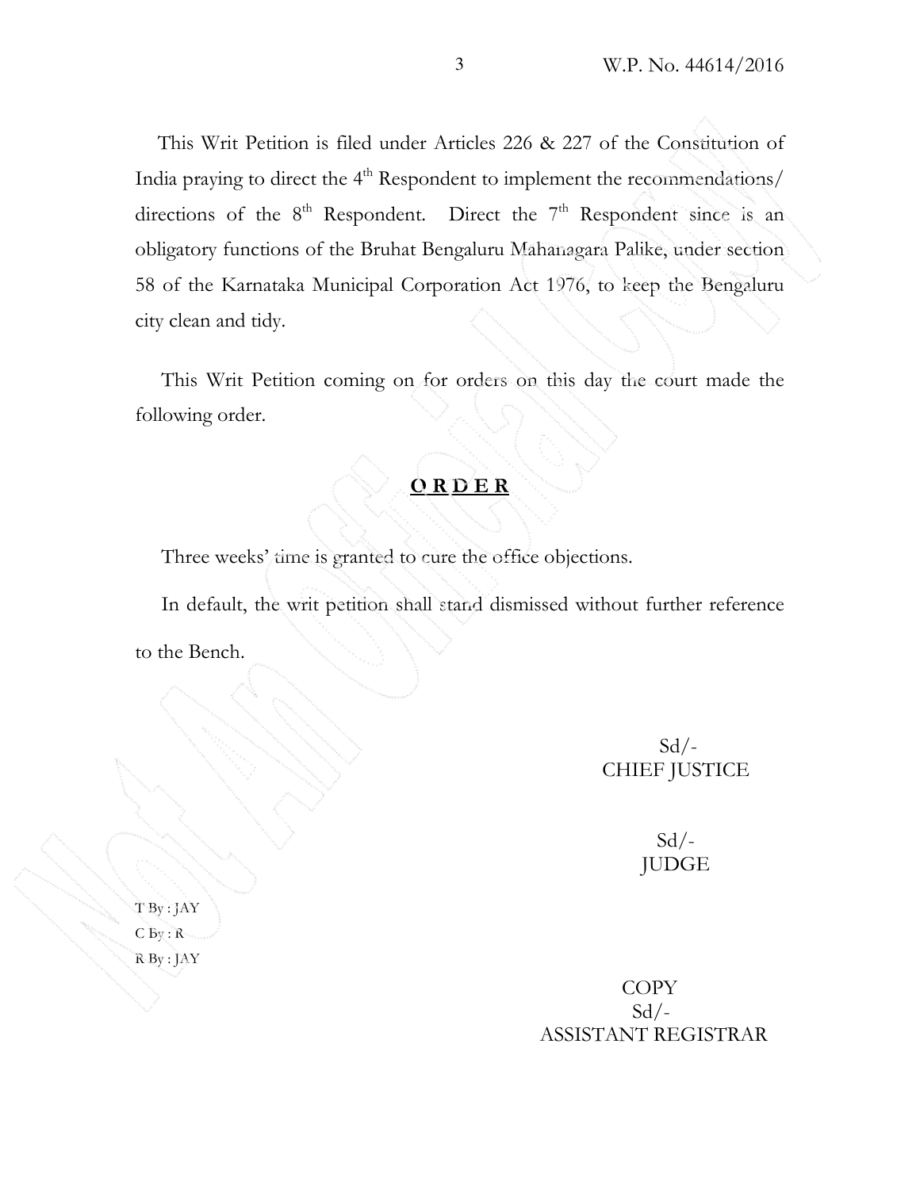This Writ Petition is filed under Articles 226 & 227 of the Constitution of India praying to direct the 4th Respondent to implement the recommendations/ directions of the 8th Respondent. Direct the 7th Respondent since is an obligatory functions of the Bruhat Bengaluru Mahanagara Palike, under section 58 of the Karnataka Municipal Corporation Act 1976, to keep the Bengaluru city clean and tidy.

This Writ Petition coming on for orders on this day the court made the following order.

**O R D E R**

Three weeks' time is granted to cure the office objections.

In default, the writ petition shall stand dismissed without further reference to the Bench.

Sd/-
CHIEF JUSTICE

Sd/-
JUDGE

T By : JAY
C By : R
R By : JAY

COPY
Sd/-
ASSISTANT REGISTRAR